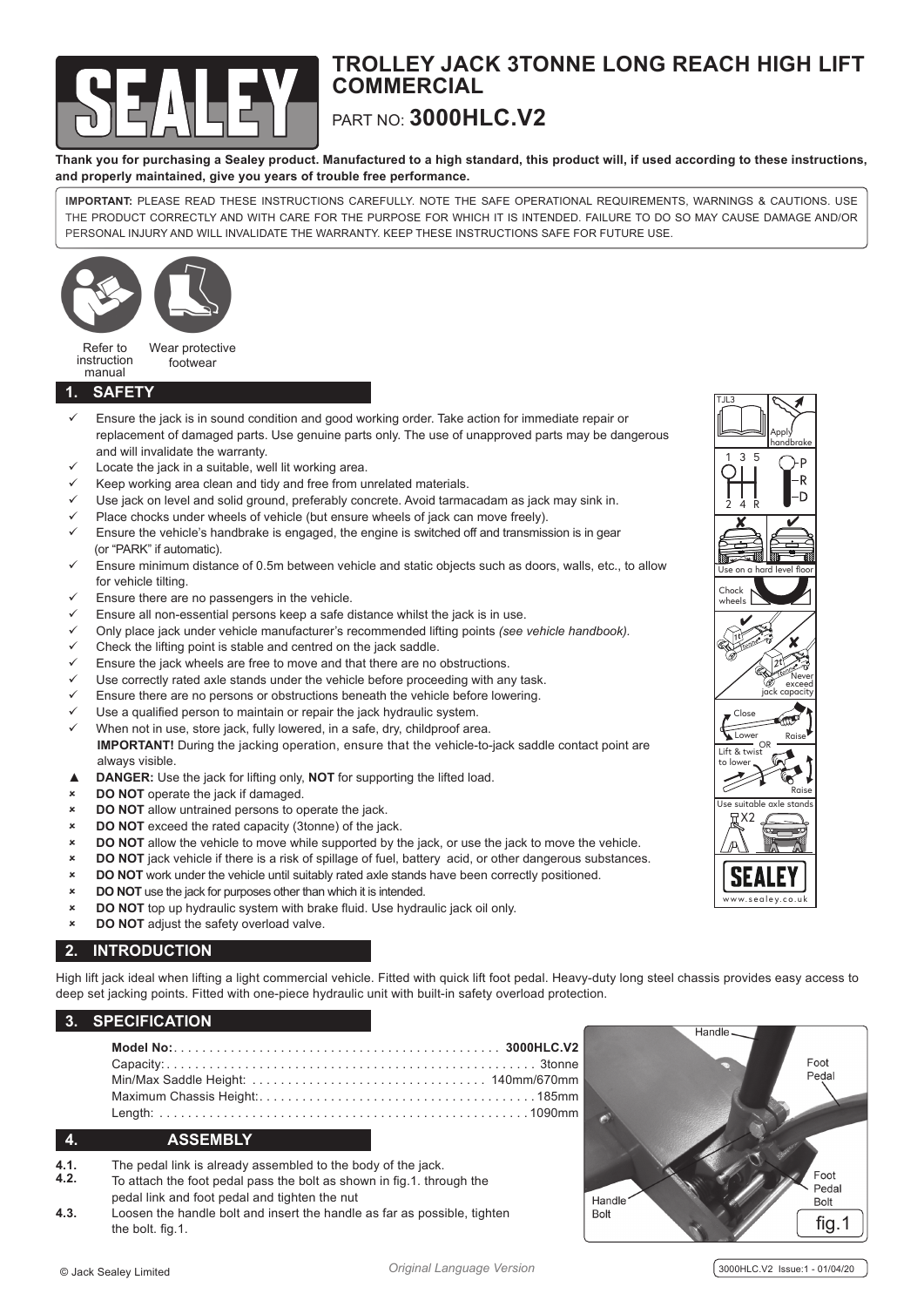# TROLLEY JACK 3TONNE LONG REACH HIGH LIFT COMMERCIAL

PART NO: **3000HLC.V2**

**Thank you for purchasing a Sealey product. Manufactured to a high standard, this product will, if used according to these instructions, and properly maintained, give you years of trouble free performance.**

**IMPORTANT:** PLEASE READ THESE INSTRUCTIONS CAREFULLY. NOTE THE SAFE OPERATIONAL REQUIREMENTS, WARNINGS & CAUTIONS. USE THE PRODUCT CORRECTLY AND WITH CARE FOR THE PURPOSE FOR WHICH IT IS INTENDED. FAILURE TO DO SO MAY CAUSE DAMAGE AND/OR PERSONAL INJURY AND WILL INVALIDATE THE WARRANTY. KEEP THESE INSTRUCTIONS SAFE FOR FUTURE USE.

Refer to instruction manual — Wear protective footwear

## 1. SAFETY

- ✓ Ensure the jack is in sound condition and good working order. Take action for immediate repair or replacement of damaged parts. Use genuine parts only. The use of unapproved parts may be dangerous and will invalidate the warranty.
- ✓ Locate the jack in a suitable, well lit working area.
- ✓ Keep working area clean and tidy and free from unrelated materials.
- ✓ Use jack on level and solid ground, preferably concrete. Avoid tarmacadam as jack may sink in.
- ✓ Place chocks under wheels of vehicle (but ensure wheels of jack can move freely).
- ✓ Ensure the vehicle's handbrake is engaged, the engine is switched off and transmission is in gear (or "PARK" if automatic).
- ✓ Ensure minimum distance of 0.5m between vehicle and static objects such as doors, walls, etc., to allow for vehicle tilting.
- ✓ Ensure there are no passengers in the vehicle.
- ✓ Ensure all non-essential persons keep a safe distance whilst the jack is in use.
- ✓ Only place jack under vehicle manufacturer's recommended lifting points *(see vehicle handbook).*
- ✓ Check the lifting point is stable and centred on the jack saddle.
- ✓ Ensure the jack wheels are free to move and that there are no obstructions.
- ✓ Use correctly rated axle stands under the vehicle before proceeding with any task.
- ✓ Ensure there are no persons or obstructions beneath the vehicle before lowering.
- ✓ Use a qualified person to maintain or repair the jack hydraulic system.
- ✓ When not in use, store jack, fully lowered, in a safe, dry, childproof area.
  **IMPORTANT!** During the jacking operation, ensure that the vehicle-to-jack saddle contact point are always visible.
- ▲ **DANGER:** Use the jack for lifting only, **NOT** for supporting the lifted load.
- ✗ **DO NOT** operate the jack if damaged.
- ✗ **DO NOT** allow untrained persons to operate the jack.
- ✗ **DO NOT** exceed the rated capacity (3tonne) of the jack.
- ✗ **DO NOT** allow the vehicle to move while supported by the jack, or use the jack to move the vehicle.
- ✗ **DO NOT** jack vehicle if there is a risk of spillage of fuel, battery acid, or other dangerous substances.
- ✗ **DO NOT** work under the vehicle until suitably rated axle stands have been correctly positioned.
- ✗ **DO NOT** use the jack for purposes other than which it is intended.
- ✗ **DO NOT** top up hydraulic system with brake fluid. Use hydraulic jack oil only.
- ✗ **DO NOT** adjust the safety overload valve.

TJL3 — Apply handbrake — 1 3 5 / 2 4 R — P R D — Use on a hard level floor — Chock wheels — 1t — 2t — Never exceed jack capacity — Close — Lower — Raise — OR — Lift & twist to lower — Raise — Use suitable axle stands — X2 — SEALEY — www.sealey.co.uk

## 2. INTRODUCTION

High lift jack ideal when lifting a light commercial vehicle. Fitted with quick lift foot pedal. Heavy-duty long steel chassis provides easy access to deep set jacking points. Fitted with one-piece hydraulic unit with built-in safety overload protection.

## 3. SPECIFICATION

| | |
|---|---|
| **Model No:** | **3000HLC.V2** |
| Capacity: | 3tonne |
| Min/Max Saddle Height: | 140mm/670mm |
| Maximum Chassis Height: | 185mm |
| Length: | 1090mm |

## 4. ASSEMBLY

**4.1.** The pedal link is already assembled to the body of the jack.

**4.2.** To attach the foot pedal pass the bolt as shown in fig.1. through the pedal link and foot pedal and tighten the nut

**4.3.** Loosen the handle bolt and insert the handle as far as possible, tighten the bolt. fig.1.

Handle — Foot Pedal — Handle Bolt — Foot Pedal Bolt

fig.1

© Jack Sealey Limited — *Original Language Version* — 3000HLC.V2 Issue:1 - 01/04/20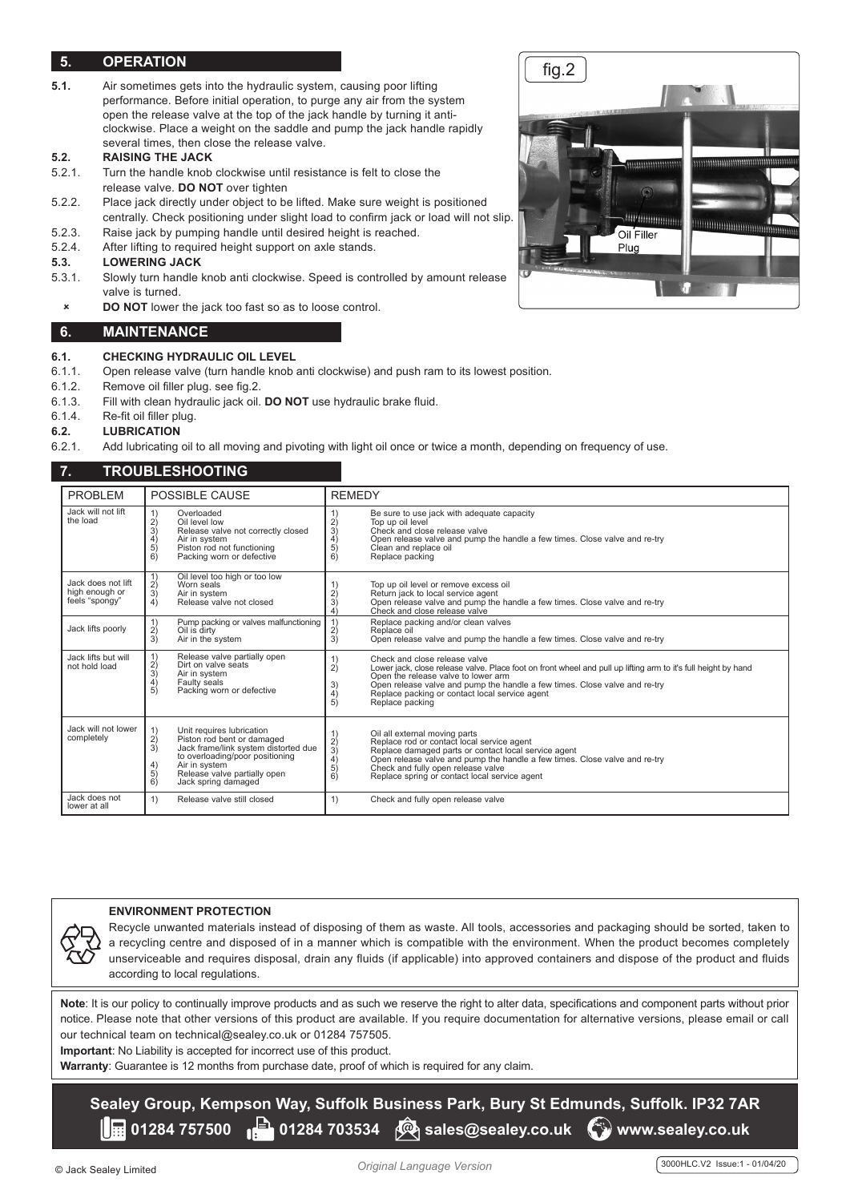## 5. OPERATION

**5.1.** Air sometimes gets into the hydraulic system, causing poor lifting performance. Before initial operation, to purge any air from the system open the release valve at the top of the jack handle by turning it anti-clockwise. Place a weight on the saddle and pump the jack handle rapidly several times, then close the release valve.

**5.2. RAISING THE JACK**

5.2.1. Turn the handle knob clockwise until resistance is felt to close the release valve. **DO NOT** over tighten

5.2.2. Place jack directly under object to be lifted. Make sure weight is positioned centrally. Check positioning under slight load to confirm jack or load will not slip.

5.2.3. Raise jack by pumping handle until desired height is reached.

5.2.4. After lifting to required height support on axle stands.

**5.3. LOWERING JACK**

5.3.1. Slowly turn handle knob anti clockwise. Speed is controlled by amount release valve is turned.

✖ **DO NOT** lower the jack too fast so as to loose control.

fig.2

Oil Filler Plug

## 6. MAINTENANCE

**6.1. CHECKING HYDRAULIC OIL LEVEL**

6.1.1. Open release valve (turn handle knob anti clockwise) and push ram to its lowest position.

6.1.2. Remove oil filler plug. see fig.2.

6.1.3. Fill with clean hydraulic jack oil. **DO NOT** use hydraulic brake fluid.

6.1.4. Re-fit oil filler plug.

**6.2. LUBRICATION**

6.2.1. Add lubricating oil to all moving and pivoting with light oil once or twice a month, depending on frequency of use.

## 7. TROUBLESHOOTING

| PROBLEM | POSSIBLE CAUSE | REMEDY |
|---|---|---|
| Jack will not lift the load | 1) Overloaded<br>2) Oil level low<br>3) Release valve not correctly closed<br>4) Air in system<br>5) Piston rod not functioning<br>6) Packing worn or defective | 1) Be sure to use jack with adequate capacity<br>2) Top up oil level<br>3) Check and close release valve<br>4) Open release valve and pump the handle a few times. Close valve and re-try<br>5) Clean and replace oil<br>6) Replace packing |
| Jack does not lift high enough or feels "spongy" | 1) Oil level too high or too low<br>2) Worn seals<br>3) Air in system<br>4) Release valve not closed | 1) Top up oil level or remove excess oil<br>2) Return jack to local service agent<br>3) Open release valve and pump the handle a few times. Close valve and re-try<br>4) Check and close release valve |
| Jack lifts poorly | 1) Pump packing or valves malfunctioning<br>2) Oil is dirty<br>3) Air in the system | 1) Replace packing and/or clean valves<br>2) Replace oil<br>3) Open release valve and pump the handle a few times. Close valve and re-try |
| Jack lifts but will not hold load | 1) Release valve partially open<br>2) Dirt on valve seats<br>3) Air in system<br>4) Faulty seals<br>5) Packing worn or defective | 1) Check and close release valve<br>2) Lower jack, close release valve. Place foot on front wheel and pull up lifting arm to it's full height by hand Open the release valve to lower arm<br>3) Open release valve and pump the handle a few times. Close valve and re-try<br>4) Replace packing or contact local service agent<br>5) Replace packing |
| Jack will not lower completely | 1) Unit requires lubrication<br>2) Piston rod bent or damaged<br>3) Jack frame/link system distorted due to overloading/poor positioning<br>4) Air in system<br>5) Release valve partially open<br>6) Jack spring damaged | 1) Oil all external moving parts<br>2) Replace rod or contact local service agent<br>3) Replace damaged parts or contact local service agent<br>4) Open release valve and pump the handle a few times. Close valve and re-try<br>5) Check and fully open release valve<br>6) Replace spring or contact local service agent |
| Jack does not lower at all | 1) Release valve still closed | 1) Check and fully open release valve |

**ENVIRONMENT PROTECTION**

Recycle unwanted materials instead of disposing of them as waste. All tools, accessories and packaging should be sorted, taken to a recycling centre and disposed of in a manner which is compatible with the environment. When the product becomes completely unserviceable and requires disposal, drain any fluids (if applicable) into approved containers and dispose of the product and fluids according to local regulations.

**Note**: It is our policy to continually improve products and as such we reserve the right to alter data, specifications and component parts without prior notice. Please note that other versions of this product are available. If you require documentation for alternative versions, please email or call our technical team on technical@sealey.co.uk or 01284 757505.

**Important**: No Liability is accepted for incorrect use of this product.

**Warranty**: Guarantee is 12 months from purchase date, proof of which is required for any claim.

**Sealey Group, Kempson Way, Suffolk Business Park, Bury St Edmunds, Suffolk. IP32 7AR**

**01284 757500 01284 703534 sales@sealey.co.uk www.sealey.co.uk**

© Jack Sealey Limited *Original Language Version* 3000HLC.V2 Issue:1 - 01/04/20